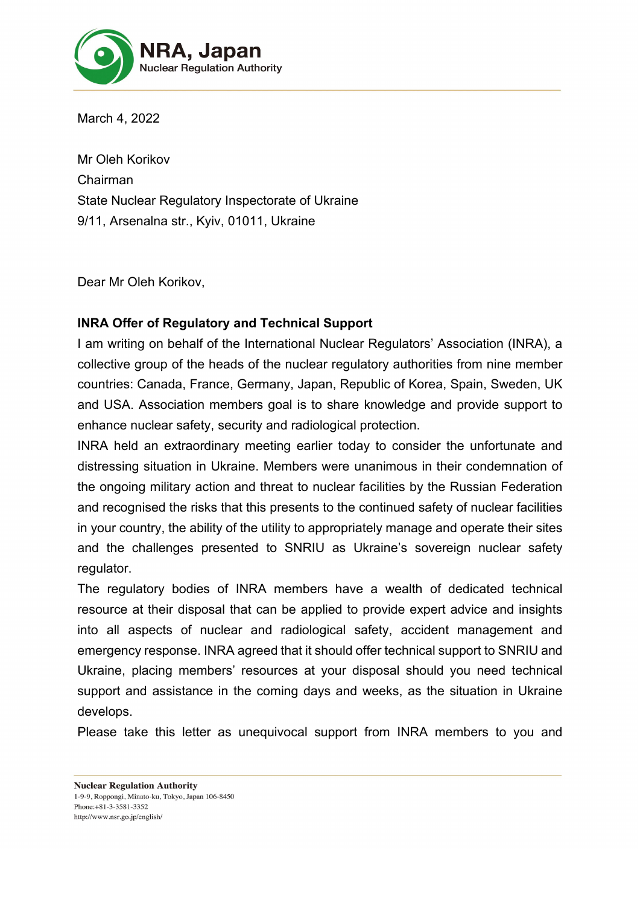NRA, Japan
Nuclear Regulation Authority

March 4, 2022

Mr Oleh Korikov
Chairman
State Nuclear Regulatory Inspectorate of Ukraine
9/11, Arsenalna str., Kyiv, 01011, Ukraine

Dear Mr Oleh Korikov,

**INRA Offer of Regulatory and Technical Support**

I am writing on behalf of the International Nuclear Regulators' Association (INRA), a collective group of the heads of the nuclear regulatory authorities from nine member countries: Canada, France, Germany, Japan, Republic of Korea, Spain, Sweden, UK and USA. Association members goal is to share knowledge and provide support to enhance nuclear safety, security and radiological protection.

INRA held an extraordinary meeting earlier today to consider the unfortunate and distressing situation in Ukraine. Members were unanimous in their condemnation of the ongoing military action and threat to nuclear facilities by the Russian Federation and recognised the risks that this presents to the continued safety of nuclear facilities in your country, the ability of the utility to appropriately manage and operate their sites and the challenges presented to SNRIU as Ukraine's sovereign nuclear safety regulator.

The regulatory bodies of INRA members have a wealth of dedicated technical resource at their disposal that can be applied to provide expert advice and insights into all aspects of nuclear and radiological safety, accident management and emergency response. INRA agreed that it should offer technical support to SNRIU and Ukraine, placing members' resources at your disposal should you need technical support and assistance in the coming days and weeks, as the situation in Ukraine develops.

Please take this letter as unequivocal support from INRA members to you and

**Nuclear Regulation Authority**
1-9-9, Roppongi, Minato-ku, Tokyo, Japan 106-8450
Phone:+81-3-3581-3352
http://www.nsr.go.jp/english/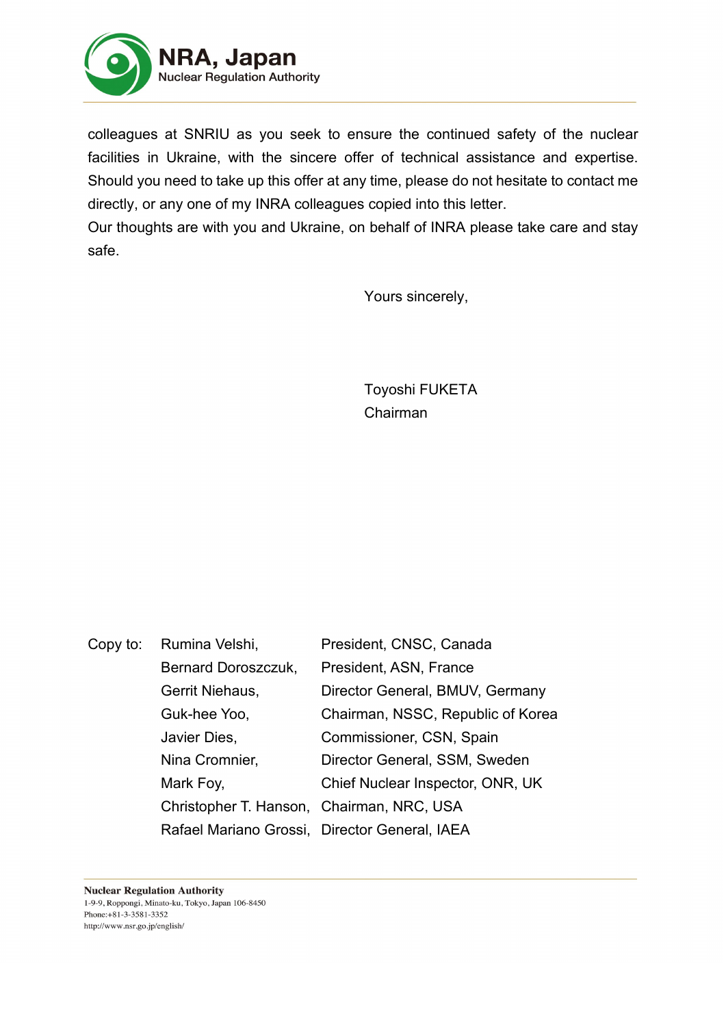colleagues at SNRIU as you seek to ensure the continued safety of the nuclear facilities in Ukraine, with the sincere offer of technical assistance and expertise. Should you need to take up this offer at any time, please do not hesitate to contact me directly, or any one of my INRA colleagues copied into this letter.

Our thoughts are with you and Ukraine, on behalf of INRA please take care and stay safe.

Yours sincerely,

Toyoshi FUKETA
Chairman

| | | |
|---|---|---|
| Copy to: | Rumina Velshi, | President, CNSC, Canada |
| | Bernard Doroszczuk, | President, ASN, France |
| | Gerrit Niehaus, | Director General, BMUV, Germany |
| | Guk-hee Yoo, | Chairman, NSSC, Republic of Korea |
| | Javier Dies, | Commissioner, CSN, Spain |
| | Nina Cromnier, | Director General, SSM, Sweden |
| | Mark Foy, | Chief Nuclear Inspector, ONR, UK |
| | Christopher T. Hanson, | Chairman, NRC, USA |
| | Rafael Mariano Grossi, | Director General, IAEA |